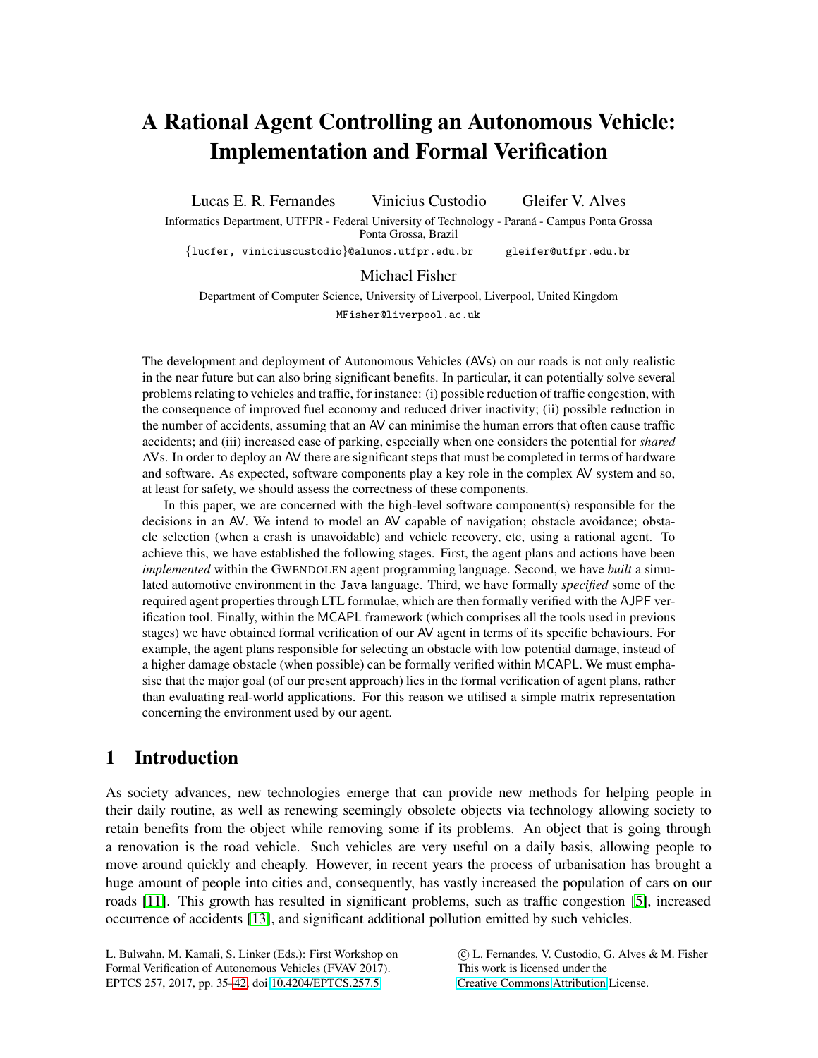# A Rational Agent Controlling an Autonomous Vehicle: Implementation and Formal Verification

Lucas E. R. Fernandes  Vinicius Custodio  Gleifer V. Alves

Informatics Department, UTFPR - Federal University of Technology - Paraná - Campus Ponta Grossa
Ponta Grossa, Brazil

{lucfer, viniciuscustodio}@alunos.utfpr.edu.br  gleifer@utfpr.edu.br

Michael Fisher

Department of Computer Science, University of Liverpool, Liverpool, United Kingdom

MFisher@liverpool.ac.uk

The development and deployment of Autonomous Vehicles (AVs) on our roads is not only realistic in the near future but can also bring significant benefits. In particular, it can potentially solve several problems relating to vehicles and traffic, for instance: (i) possible reduction of traffic congestion, with the consequence of improved fuel economy and reduced driver inactivity; (ii) possible reduction in the number of accidents, assuming that an AV can minimise the human errors that often cause traffic accidents; and (iii) increased ease of parking, especially when one considers the potential for *shared* AVs. In order to deploy an AV there are significant steps that must be completed in terms of hardware and software. As expected, software components play a key role in the complex AV system and so, at least for safety, we should assess the correctness of these components.

In this paper, we are concerned with the high-level software component(s) responsible for the decisions in an AV. We intend to model an AV capable of navigation; obstacle avoidance; obstacle selection (when a crash is unavoidable) and vehicle recovery, etc, using a rational agent. To achieve this, we have established the following stages. First, the agent plans and actions have been *implemented* within the GWENDOLEN agent programming language. Second, we have *built* a simulated automotive environment in the Java language. Third, we have formally *specified* some of the required agent properties through LTL formulae, which are then formally verified with the AJPF verification tool. Finally, within the MCAPL framework (which comprises all the tools used in previous stages) we have obtained formal verification of our AV agent in terms of its specific behaviours. For example, the agent plans responsible for selecting an obstacle with low potential damage, instead of a higher damage obstacle (when possible) can be formally verified within MCAPL. We must emphasise that the major goal (of our present approach) lies in the formal verification of agent plans, rather than evaluating real-world applications. For this reason we utilised a simple matrix representation concerning the environment used by our agent.

## 1 Introduction

As society advances, new technologies emerge that can provide new methods for helping people in their daily routine, as well as renewing seemingly obsolete objects via technology allowing society to retain benefits from the object while removing some if its problems. An object that is going through a renovation is the road vehicle. Such vehicles are very useful on a daily basis, allowing people to move around quickly and cheaply. However, in recent years the process of urbanisation has brought a huge amount of people into cities and, consequently, has vastly increased the population of cars on our roads [11]. This growth has resulted in significant problems, such as traffic congestion [5], increased occurrence of accidents [13], and significant additional pollution emitted by such vehicles.

L. Bulwahn, M. Kamali, S. Linker (Eds.): First Workshop on Formal Verification of Autonomous Vehicles (FVAV 2017). EPTCS 257, 2017, pp. 35–42, doi:10.4204/EPTCS.257.5

© L. Fernandes, V. Custodio, G. Alves & M. Fisher
This work is licensed under the Creative Commons Attribution License.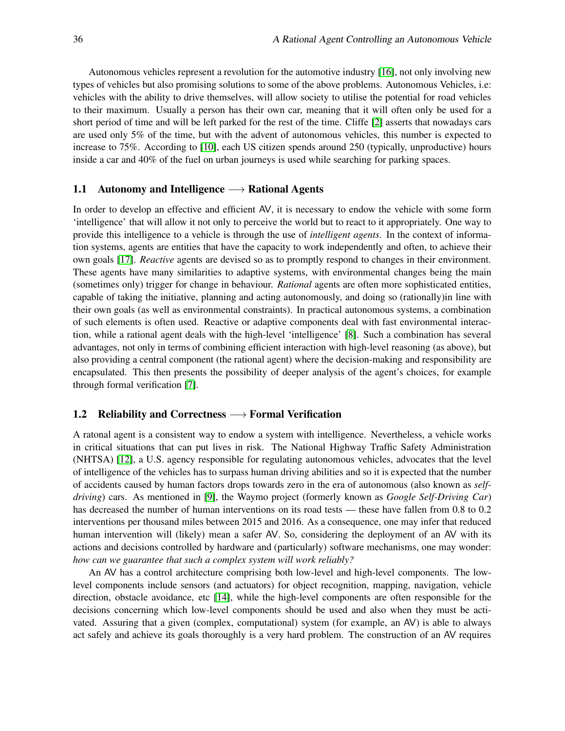Autonomous vehicles represent a revolution for the automotive industry [16], not only involving new types of vehicles but also promising solutions to some of the above problems. Autonomous Vehicles, i.e: vehicles with the ability to drive themselves, will allow society to utilise the potential for road vehicles to their maximum. Usually a person has their own car, meaning that it will often only be used for a short period of time and will be left parked for the rest of the time. Cliffe [2] asserts that nowadays cars are used only 5% of the time, but with the advent of autonomous vehicles, this number is expected to increase to 75%. According to [10], each US citizen spends around 250 (typically, unproductive) hours inside a car and 40% of the fuel on urban journeys is used while searching for parking spaces.

## 1.1 Autonomy and Intelligence ⟶ Rational Agents

In order to develop an effective and efficient AV, it is necessary to endow the vehicle with some form 'intelligence' that will allow it not only to perceive the world but to react to it appropriately. One way to provide this intelligence to a vehicle is through the use of *intelligent agents*. In the context of information systems, agents are entities that have the capacity to work independently and often, to achieve their own goals [17]. *Reactive* agents are devised so as to promptly respond to changes in their environment. These agents have many similarities to adaptive systems, with environmental changes being the main (sometimes only) trigger for change in behaviour. *Rational* agents are often more sophisticated entities, capable of taking the initiative, planning and acting autonomously, and doing so (rationally)in line with their own goals (as well as environmental constraints). In practical autonomous systems, a combination of such elements is often used. Reactive or adaptive components deal with fast environmental interaction, while a rational agent deals with the high-level 'intelligence' [8]. Such a combination has several advantages, not only in terms of combining efficient interaction with high-level reasoning (as above), but also providing a central component (the rational agent) where the decision-making and responsibility are encapsulated. This then presents the possibility of deeper analysis of the agent's choices, for example through formal verification [7].

## 1.2 Reliability and Correctness ⟶ Formal Verification

A ratonal agent is a consistent way to endow a system with intelligence. Nevertheless, a vehicle works in critical situations that can put lives in risk. The National Highway Traffic Safety Administration (NHTSA) [12], a U.S. agency responsible for regulating autonomous vehicles, advocates that the level of intelligence of the vehicles has to surpass human driving abilities and so it is expected that the number of accidents caused by human factors drops towards zero in the era of autonomous (also known as *self-driving*) cars. As mentioned in [9], the Waymo project (formerly known as *Google Self-Driving Car*) has decreased the number of human interventions on its road tests — these have fallen from 0.8 to 0.2 interventions per thousand miles between 2015 and 2016. As a consequence, one may infer that reduced human intervention will (likely) mean a safer AV. So, considering the deployment of an AV with its actions and decisions controlled by hardware and (particularly) software mechanisms, one may wonder: *how can we guarantee that such a complex system will work reliably?*

An AV has a control architecture comprising both low-level and high-level components. The low-level components include sensors (and actuators) for object recognition, mapping, navigation, vehicle direction, obstacle avoidance, etc [14], while the high-level components are often responsible for the decisions concerning which low-level components should be used and also when they must be activated. Assuring that a given (complex, computational) system (for example, an AV) is able to always act safely and achieve its goals thoroughly is a very hard problem. The construction of an AV requires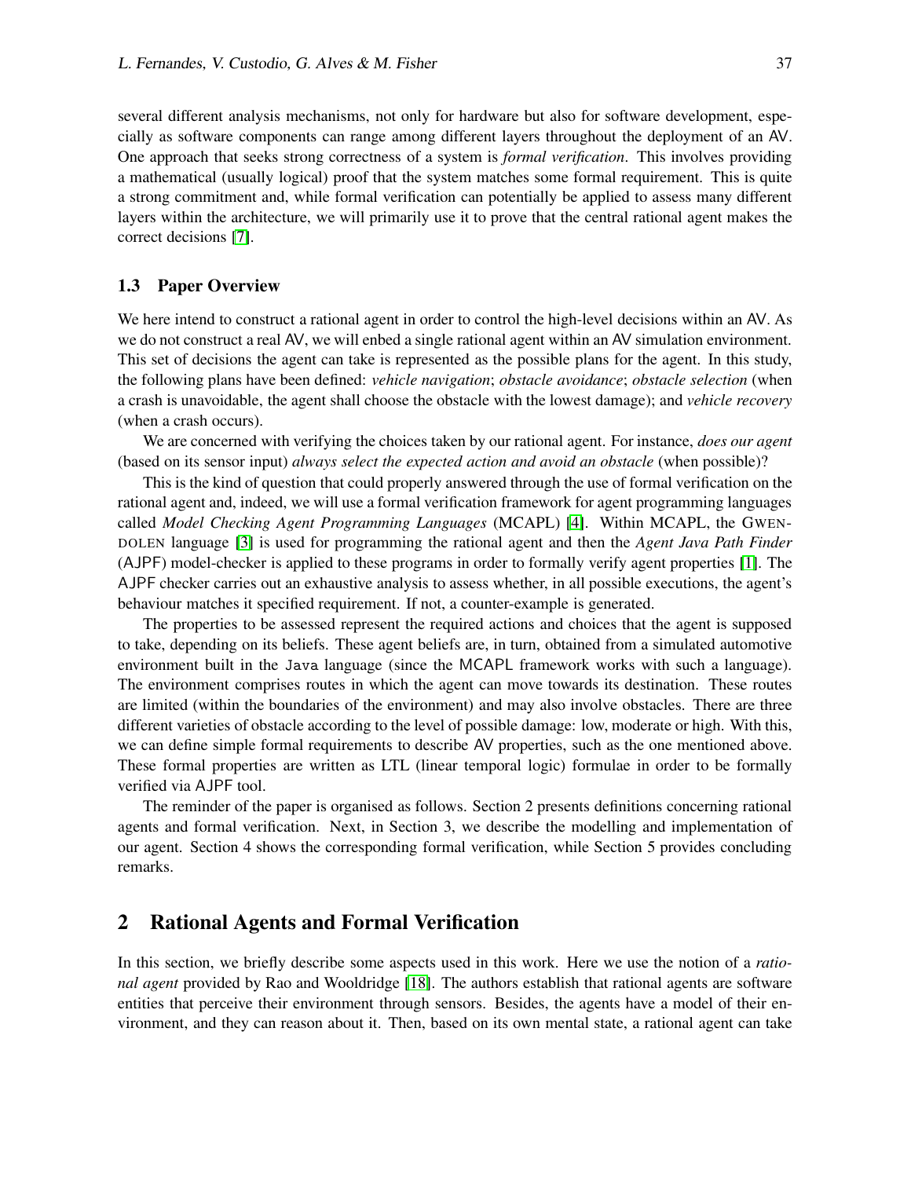several different analysis mechanisms, not only for hardware but also for software development, especially as software components can range among different layers throughout the deployment of an AV. One approach that seeks strong correctness of a system is *formal verification*. This involves providing a mathematical (usually logical) proof that the system matches some formal requirement. This is quite a strong commitment and, while formal verification can potentially be applied to assess many different layers within the architecture, we will primarily use it to prove that the central rational agent makes the correct decisions [7].

### 1.3 Paper Overview

We here intend to construct a rational agent in order to control the high-level decisions within an AV. As we do not construct a real AV, we will enbed a single rational agent within an AV simulation environment. This set of decisions the agent can take is represented as the possible plans for the agent. In this study, the following plans have been defined: *vehicle navigation*; *obstacle avoidance*; *obstacle selection* (when a crash is unavoidable, the agent shall choose the obstacle with the lowest damage); and *vehicle recovery* (when a crash occurs).

We are concerned with verifying the choices taken by our rational agent. For instance, *does our agent* (based on its sensor input) *always select the expected action and avoid an obstacle* (when possible)?

This is the kind of question that could properly answered through the use of formal verification on the rational agent and, indeed, we will use a formal verification framework for agent programming languages called *Model Checking Agent Programming Languages* (MCAPL) [4]. Within MCAPL, the GWENDOLEN language [3] is used for programming the rational agent and then the *Agent Java Path Finder* (AJPF) model-checker is applied to these programs in order to formally verify agent properties [1]. The AJPF checker carries out an exhaustive analysis to assess whether, in all possible executions, the agent's behaviour matches it specified requirement. If not, a counter-example is generated.

The properties to be assessed represent the required actions and choices that the agent is supposed to take, depending on its beliefs. These agent beliefs are, in turn, obtained from a simulated automotive environment built in the Java language (since the MCAPL framework works with such a language). The environment comprises routes in which the agent can move towards its destination. These routes are limited (within the boundaries of the environment) and may also involve obstacles. There are three different varieties of obstacle according to the level of possible damage: low, moderate or high. With this, we can define simple formal requirements to describe AV properties, such as the one mentioned above. These formal properties are written as LTL (linear temporal logic) formulae in order to be formally verified via AJPF tool.

The reminder of the paper is organised as follows. Section 2 presents definitions concerning rational agents and formal verification. Next, in Section 3, we describe the modelling and implementation of our agent. Section 4 shows the corresponding formal verification, while Section 5 provides concluding remarks.

## 2 Rational Agents and Formal Verification

In this section, we briefly describe some aspects used in this work. Here we use the notion of a *rational agent* provided by Rao and Wooldridge [18]. The authors establish that rational agents are software entities that perceive their environment through sensors. Besides, the agents have a model of their environment, and they can reason about it. Then, based on its own mental state, a rational agent can take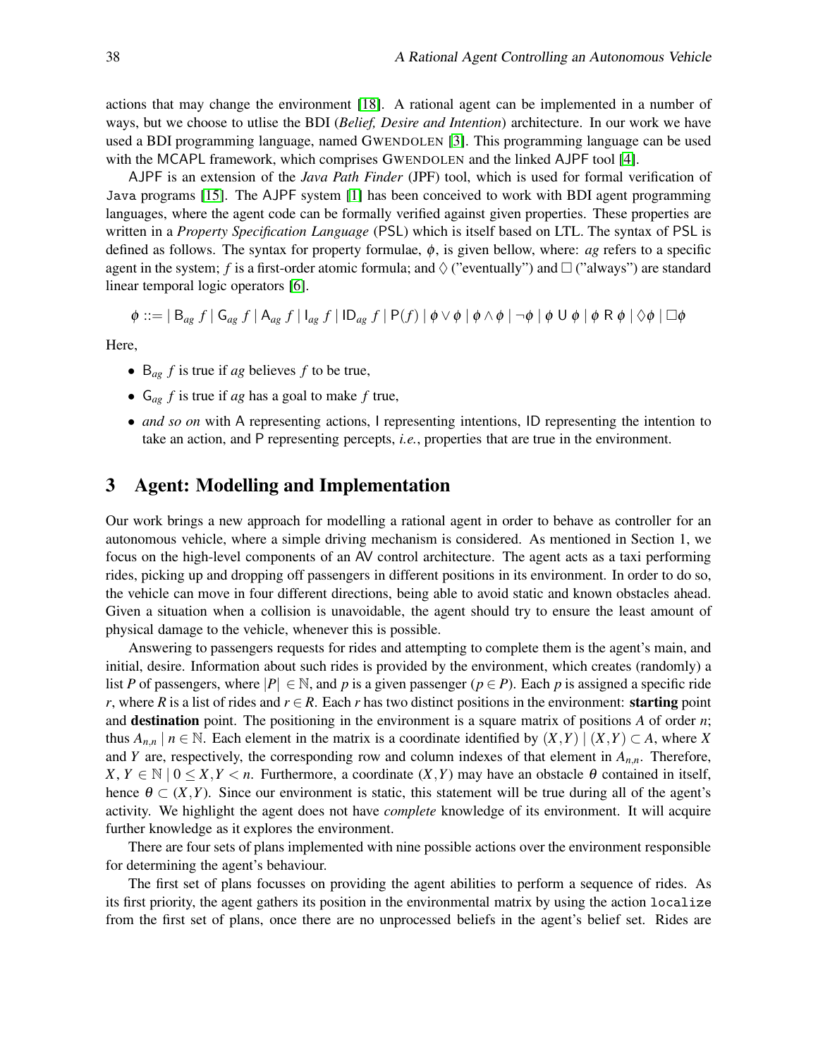actions that may change the environment [18]. A rational agent can be implemented in a number of ways, but we choose to utlise the BDI (*Belief, Desire and Intention*) architecture. In our work we have used a BDI programming language, named GWENDOLEN [3]. This programming language can be used with the MCAPL framework, which comprises GWENDOLEN and the linked AJPF tool [4].

AJPF is an extension of the *Java Path Finder* (JPF) tool, which is used for formal verification of Java programs [15]. The AJPF system [1] has been conceived to work with BDI agent programming languages, where the agent code can be formally verified against given properties. These properties are written in a *Property Specification Language* (PSL) which is itself based on LTL. The syntax of PSL is defined as follows. The syntax for property formulae, $\phi$, is given bellow, where: *ag* refers to a specific agent in the system; $f$ is a first-order atomic formula; and $\Diamond$ ("eventually") and $\Box$ ("always") are standard linear temporal logic operators [6].

$$\phi ::= \mid \mathsf{B}_{ag}\ f \mid \mathsf{G}_{ag}\ f \mid \mathsf{A}_{ag}\ f \mid \mathsf{I}_{ag}\ f \mid \mathsf{ID}_{ag}\ f \mid \mathsf{P}(f) \mid \phi \vee \phi \mid \phi \wedge \phi \mid \neg\phi \mid \phi\ \mathsf{U}\ \phi \mid \phi\ \mathsf{R}\ \phi \mid \Diamond\phi \mid \Box\phi$$

Here,

- $\mathsf{B}_{ag}\ f$ is true if *ag* believes $f$ to be true,
- $\mathsf{G}_{ag}\ f$ is true if *ag* has a goal to make $f$ true,
- *and so on* with A representing actions, I representing intentions, ID representing the intention to take an action, and P representing percepts, *i.e.*, properties that are true in the environment.

## 3 Agent: Modelling and Implementation

Our work brings a new approach for modelling a rational agent in order to behave as controller for an autonomous vehicle, where a simple driving mechanism is considered. As mentioned in Section 1, we focus on the high-level components of an AV control architecture. The agent acts as a taxi performing rides, picking up and dropping off passengers in different positions in its environment. In order to do so, the vehicle can move in four different directions, being able to avoid static and known obstacles ahead. Given a situation when a collision is unavoidable, the agent should try to ensure the least amount of physical damage to the vehicle, whenever this is possible.

Answering to passengers requests for rides and attempting to complete them is the agent's main, and initial, desire. Information about such rides is provided by the environment, which creates (randomly) a list $P$ of passengers, where $|P| \in \mathbb{N}$, and $p$ is a given passenger ($p \in P$). Each $p$ is assigned a specific ride $r$, where $R$ is a list of rides and $r \in R$. Each $r$ has two distinct positions in the environment: **starting** point and **destination** point. The positioning in the environment is a square matrix of positions $A$ of order $n$; thus $A_{n,n} \mid n \in \mathbb{N}$. Each element in the matrix is a coordinate identified by $(X,Y) \mid (X,Y) \subset A$, where $X$ and $Y$ are, respectively, the corresponding row and column indexes of that element in $A_{n,n}$. Therefore, $X, Y \in \mathbb{N} \mid 0 \leq X, Y < n$. Furthermore, a coordinate $(X,Y)$ may have an obstacle $\theta$ contained in itself, hence $\theta \subset (X,Y)$. Since our environment is static, this statement will be true during all of the agent's activity. We highlight the agent does not have *complete* knowledge of its environment. It will acquire further knowledge as it explores the environment.

There are four sets of plans implemented with nine possible actions over the environment responsible for determining the agent's behaviour.

The first set of plans focusses on providing the agent abilities to perform a sequence of rides. As its first priority, the agent gathers its position in the environmental matrix by using the action `localize` from the first set of plans, once there are no unprocessed beliefs in the agent's belief set. Rides are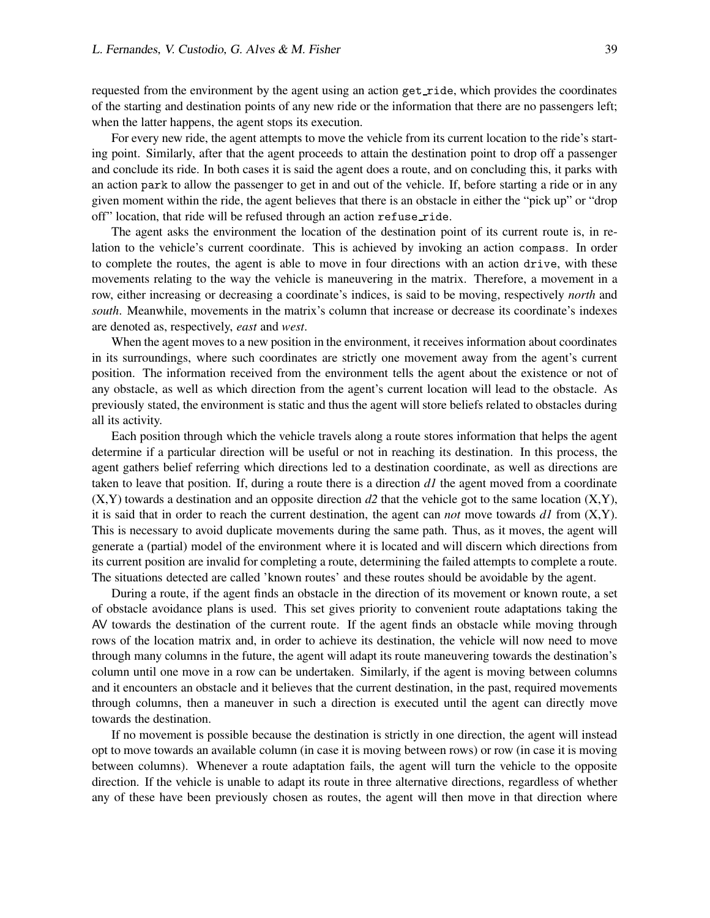requested from the environment by the agent using an action `get_ride`, which provides the coordinates of the starting and destination points of any new ride or the information that there are no passengers left; when the latter happens, the agent stops its execution.

For every new ride, the agent attempts to move the vehicle from its current location to the ride's starting point. Similarly, after that the agent proceeds to attain the destination point to drop off a passenger and conclude its ride. In both cases it is said the agent does a route, and on concluding this, it parks with an action `park` to allow the passenger to get in and out of the vehicle. If, before starting a ride or in any given moment within the ride, the agent believes that there is an obstacle in either the "pick up" or "drop off" location, that ride will be refused through an action `refuse_ride`.

The agent asks the environment the location of the destination point of its current route is, in relation to the vehicle's current coordinate. This is achieved by invoking an action `compass`. In order to complete the routes, the agent is able to move in four directions with an action `drive`, with these movements relating to the way the vehicle is maneuvering in the matrix. Therefore, a movement in a row, either increasing or decreasing a coordinate's indices, is said to be moving, respectively *north* and *south*. Meanwhile, movements in the matrix's column that increase or decrease its coordinate's indexes are denoted as, respectively, *east* and *west*.

When the agent moves to a new position in the environment, it receives information about coordinates in its surroundings, where such coordinates are strictly one movement away from the agent's current position. The information received from the environment tells the agent about the existence or not of any obstacle, as well as which direction from the agent's current location will lead to the obstacle. As previously stated, the environment is static and thus the agent will store beliefs related to obstacles during all its activity.

Each position through which the vehicle travels along a route stores information that helps the agent determine if a particular direction will be useful or not in reaching its destination. In this process, the agent gathers belief referring which directions led to a destination coordinate, as well as directions are taken to leave that position. If, during a route there is a direction *d1* the agent moved from a coordinate (X,Y) towards a destination and an opposite direction *d2* that the vehicle got to the same location (X,Y), it is said that in order to reach the current destination, the agent can *not* move towards *d1* from (X,Y). This is necessary to avoid duplicate movements during the same path. Thus, as it moves, the agent will generate a (partial) model of the environment where it is located and will discern which directions from its current position are invalid for completing a route, determining the failed attempts to complete a route. The situations detected are called 'known routes' and these routes should be avoidable by the agent.

During a route, if the agent finds an obstacle in the direction of its movement or known route, a set of obstacle avoidance plans is used. This set gives priority to convenient route adaptations taking the AV towards the destination of the current route. If the agent finds an obstacle while moving through rows of the location matrix and, in order to achieve its destination, the vehicle will now need to move through many columns in the future, the agent will adapt its route maneuvering towards the destination's column until one move in a row can be undertaken. Similarly, if the agent is moving between columns and it encounters an obstacle and it believes that the current destination, in the past, required movements through columns, then a maneuver in such a direction is executed until the agent can directly move towards the destination.

If no movement is possible because the destination is strictly in one direction, the agent will instead opt to move towards an available column (in case it is moving between rows) or row (in case it is moving between columns). Whenever a route adaptation fails, the agent will turn the vehicle to the opposite direction. If the vehicle is unable to adapt its route in three alternative directions, regardless of whether any of these have been previously chosen as routes, the agent will then move in that direction where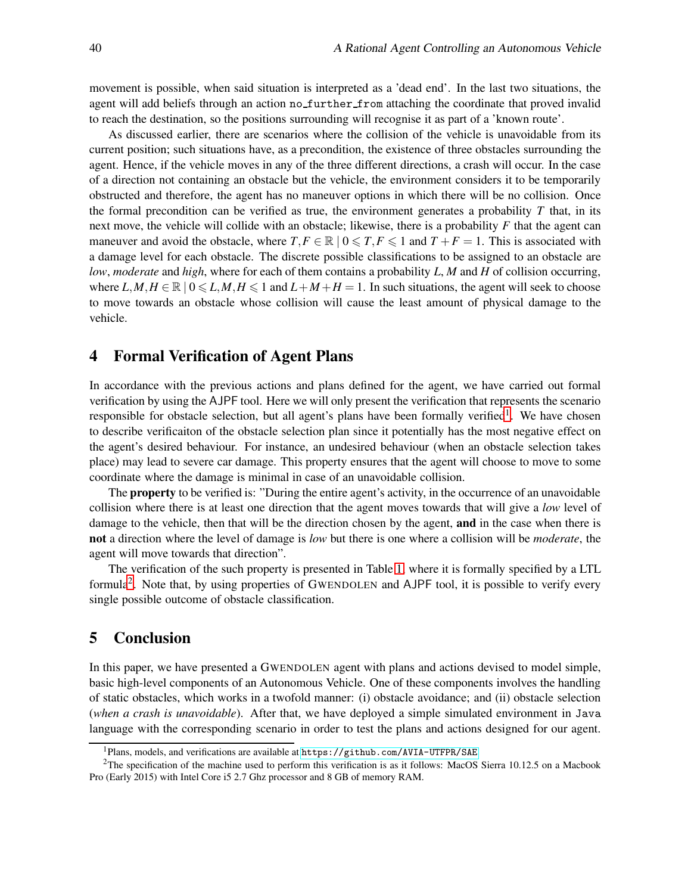movement is possible, when said situation is interpreted as a 'dead end'. In the last two situations, the agent will add beliefs through an action `no_further_from` attaching the coordinate that proved invalid to reach the destination, so the positions surrounding will recognise it as part of a 'known route'.

As discussed earlier, there are scenarios where the collision of the vehicle is unavoidable from its current position; such situations have, as a precondition, the existence of three obstacles surrounding the agent. Hence, if the vehicle moves in any of the three different directions, a crash will occur. In the case of a direction not containing an obstacle but the vehicle, the environment considers it to be temporarily obstructed and therefore, the agent has no maneuver options in which there will be no collision. Once the formal precondition can be verified as true, the environment generates a probability $T$ that, in its next move, the vehicle will collide with an obstacle; likewise, there is a probability $F$ that the agent can maneuver and avoid the obstacle, where $T,F \in \mathbb{R} \mid 0 \leqslant T,F \leqslant 1$ and $T+F=1$. This is associated with a damage level for each obstacle. The discrete possible classifications to be assigned to an obstacle are *low*, *moderate* and *high*, where for each of them contains a probability $L$, $M$ and $H$ of collision occurring, where $L,M,H \in \mathbb{R} \mid 0 \leqslant L,M,H \leqslant 1$ and $L+M+H=1$. In such situations, the agent will seek to choose to move towards an obstacle whose collision will cause the least amount of physical damage to the vehicle.

## 4 Formal Verification of Agent Plans

In accordance with the previous actions and plans defined for the agent, we have carried out formal verification by using the AJPF tool. Here we will only present the verification that represents the scenario responsible for obstacle selection, but all agent's plans have been formally verified[1]. We have chosen to describe verificaiton of the obstacle selection plan since it potentially has the most negative effect on the agent's desired behaviour. For instance, an undesired behaviour (when an obstacle selection takes place) may lead to severe car damage. This property ensures that the agent will choose to move to some coordinate where the damage is minimal in case of an unavoidable collision.

The **property** to be verified is: "During the entire agent's activity, in the occurrence of an unavoidable collision where there is at least one direction that the agent moves towards that will give a *low* level of damage to the vehicle, then that will be the direction chosen by the agent, **and** in the case when there is **not** a direction where the level of damage is *low* but there is one where a collision will be *moderate*, the agent will move towards that direction".

The verification of the such property is presented in Table 1, where it is formally specified by a LTL formula[2]. Note that, by using properties of GWENDOLEN and AJPF tool, it is possible to verify every single possible outcome of obstacle classification.

## 5 Conclusion

In this paper, we have presented a GWENDOLEN agent with plans and actions devised to model simple, basic high-level components of an Autonomous Vehicle. One of these components involves the handling of static obstacles, which works in a twofold manner: (i) obstacle avoidance; and (ii) obstacle selection (*when a crash is unavoidable*). After that, we have deployed a simple simulated environment in `Java` language with the corresponding scenario in order to test the plans and actions designed for our agent.

---

[1] Plans, models, and verifications are available at https://github.com/AVIA-UTFPR/SAE

[2] The specification of the machine used to perform this verification is as it follows: MacOS Sierra 10.12.5 on a Macbook Pro (Early 2015) with Intel Core i5 2.7 Ghz processor and 8 GB of memory RAM.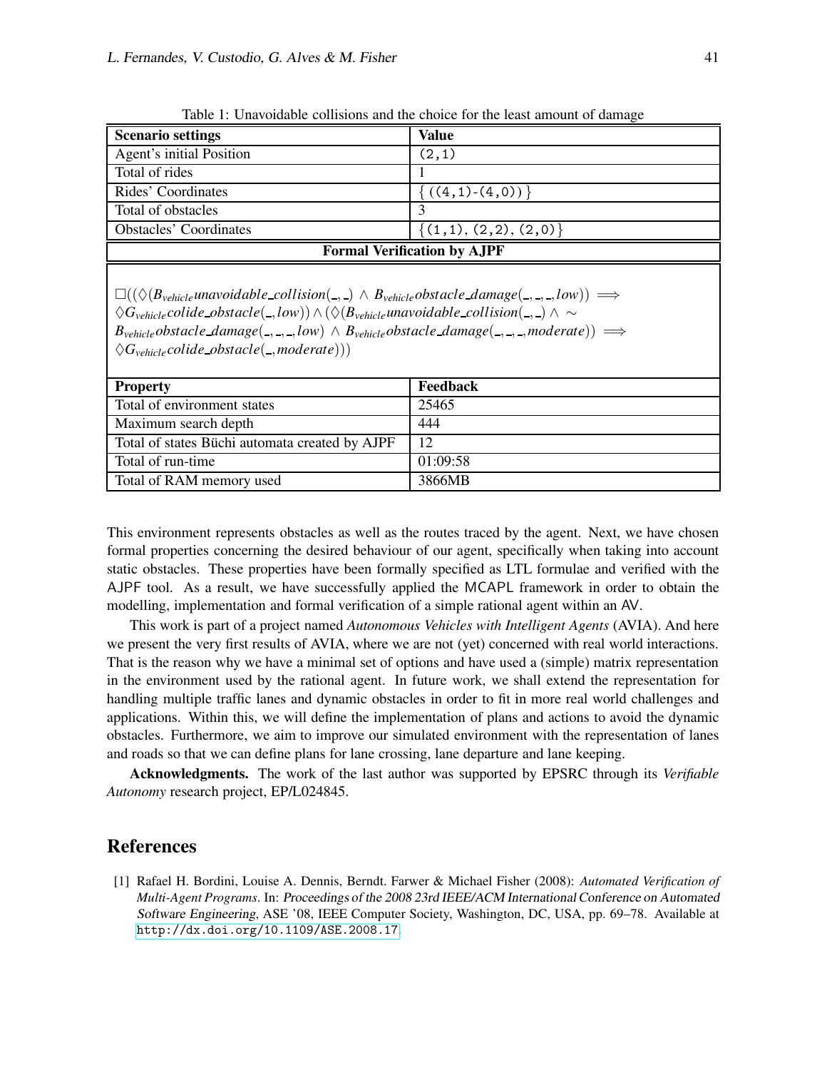Table 1: Unavoidable collisions and the choice for the least amount of damage

| Scenario settings | Value |
|---|---|
| Agent's initial Position | (2,1) |
| Total of rides | 1 |
| Rides' Coordinates | {((4,1)-(4,0))} |
| Total of obstacles | 3 |
| Obstacles' Coordinates | {(1,1), (2,2), (2,0)} |
| **Formal Verification by AJPF** | |
| $\square((\lozenge(B_{vehicle} unavoidable\_collision(\_,\_) \wedge B_{vehicle} obstacle\_damage(\_,\_,\_,low)) \implies \lozenge G_{vehicle} colide\_obstacle(\_,low)) \wedge (\lozenge(B_{vehicle} unavoidable\_collision(\_,\_) \wedge \sim B_{vehicle} obstacle\_damage(\_,\_,\_,low) \wedge B_{vehicle} obstacle\_damage(\_,\_,\_,moderate)) \implies \lozenge G_{vehicle} colide\_obstacle(\_,moderate)))$ | |
| **Property** | **Feedback** |
| Total of environment states | 25465 |
| Maximum search depth | 444 |
| Total of states Büchi automata created by AJPF | 12 |
| Total of run-time | 01:09:58 |
| Total of RAM memory used | 3866MB |

This environment represents obstacles as well as the routes traced by the agent. Next, we have chosen formal properties concerning the desired behaviour of our agent, specifically when taking into account static obstacles. These properties have been formally specified as LTL formulae and verified with the AJPF tool. As a result, we have successfully applied the MCAPL framework in order to obtain the modelling, implementation and formal verification of a simple rational agent within an AV.

This work is part of a project named *Autonomous Vehicles with Intelligent Agents* (AVIA). And here we present the very first results of AVIA, where we are not (yet) concerned with real world interactions. That is the reason why we have a minimal set of options and have used a (simple) matrix representation in the environment used by the rational agent. In future work, we shall extend the representation for handling multiple traffic lanes and dynamic obstacles in order to fit in more real world challenges and applications. Within this, we will define the implementation of plans and actions to avoid the dynamic obstacles. Furthermore, we aim to improve our simulated environment with the representation of lanes and roads so that we can define plans for lane crossing, lane departure and lane keeping.

**Acknowledgments.** The work of the last author was supported by EPSRC through its *Verifiable Autonomy* research project, EP/L024845.

## References

[1] Rafael H. Bordini, Louise A. Dennis, Berndt. Farwer & Michael Fisher (2008): *Automated Verification of Multi-Agent Programs*. In: Proceedings of the 2008 23rd IEEE/ACM International Conference on Automated Software Engineering, ASE '08, IEEE Computer Society, Washington, DC, USA, pp. 69–78. Available at http://dx.doi.org/10.1109/ASE.2008.17.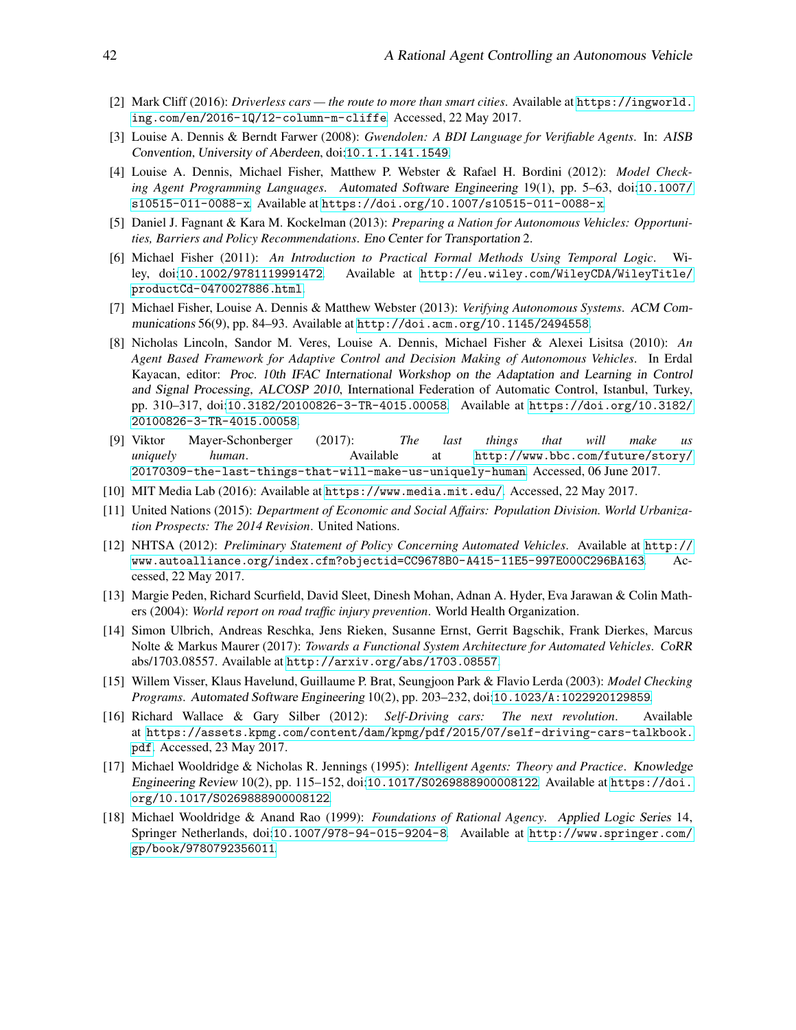[2] Mark Cliff (2016): *Driverless cars — the route to more than smart cities*. Available at https://ingworld.ing.com/en/2016-1Q/12-column-m-cliffe. Accessed, 22 May 2017.

[3] Louise A. Dennis & Berndt Farwer (2008): *Gwendolen: A BDI Language for Verifiable Agents*. In: AISB Convention, University of Aberdeen, doi:10.1.1.141.1549.

[4] Louise A. Dennis, Michael Fisher, Matthew P. Webster & Rafael H. Bordini (2012): *Model Checking Agent Programming Languages*. Automated Software Engineering 19(1), pp. 5–63, doi:10.1007/s10515-011-0088-x. Available at https://doi.org/10.1007/s10515-011-0088-x.

[5] Daniel J. Fagnant & Kara M. Kockelman (2013): *Preparing a Nation for Autonomous Vehicles: Opportunities, Barriers and Policy Recommendations*. Eno Center for Transportation 2.

[6] Michael Fisher (2011): *An Introduction to Practical Formal Methods Using Temporal Logic*. Wiley, doi:10.1002/9781119991472. Available at http://eu.wiley.com/WileyCDA/WileyTitle/productCd-0470027886.html.

[7] Michael Fisher, Louise A. Dennis & Matthew Webster (2013): *Verifying Autonomous Systems*. ACM Communications 56(9), pp. 84–93. Available at http://doi.acm.org/10.1145/2494558.

[8] Nicholas Lincoln, Sandor M. Veres, Louise A. Dennis, Michael Fisher & Alexei Lisitsa (2010): *An Agent Based Framework for Adaptive Control and Decision Making of Autonomous Vehicles*. In Erdal Kayacan, editor: Proc. 10th IFAC International Workshop on the Adaptation and Learning in Control and Signal Processing, *ALCOSP 2010*, International Federation of Automatic Control, Istanbul, Turkey, pp. 310–317, doi:10.3182/20100826-3-TR-4015.00058. Available at https://doi.org/10.3182/20100826-3-TR-4015.00058.

[9] Viktor Mayer-Schonberger (2017): *The last things that will make us uniquely human*. Available at http://www.bbc.com/future/story/20170309-the-last-things-that-will-make-us-uniquely-human. Accessed, 06 June 2017.

[10] MIT Media Lab (2016): Available at https://www.media.mit.edu/. Accessed, 22 May 2017.

[11] United Nations (2015): *Department of Economic and Social Affairs: Population Division. World Urbanization Prospects: The 2014 Revision*. United Nations.

[12] NHTSA (2012): *Preliminary Statement of Policy Concerning Automated Vehicles*. Available at http://www.autoalliance.org/index.cfm?objectid=CC9678B0-A415-11E5-997E000C296BA163. Accessed, 22 May 2017.

[13] Margie Peden, Richard Scurfield, David Sleet, Dinesh Mohan, Adnan A. Hyder, Eva Jarawan & Colin Mathers (2004): *World report on road traffic injury prevention*. World Health Organization.

[14] Simon Ulbrich, Andreas Reschka, Jens Rieken, Susanne Ernst, Gerrit Bagschik, Frank Dierkes, Marcus Nolte & Markus Maurer (2017): *Towards a Functional System Architecture for Automated Vehicles*. CoRR abs/1703.08557. Available at http://arxiv.org/abs/1703.08557.

[15] Willem Visser, Klaus Havelund, Guillaume P. Brat, Seungjoon Park & Flavio Lerda (2003): *Model Checking Programs*. Automated Software Engineering 10(2), pp. 203–232, doi:10.1023/A:1022920129859.

[16] Richard Wallace & Gary Silber (2012): *Self-Driving cars: The next revolution*. Available at https://assets.kpmg.com/content/dam/kpmg/pdf/2015/07/self-driving-cars-talkbook.pdf. Accessed, 23 May 2017.

[17] Michael Wooldridge & Nicholas R. Jennings (1995): *Intelligent Agents: Theory and Practice*. Knowledge Engineering Review 10(2), pp. 115–152, doi:10.1017/S0269888900008122. Available at https://doi.org/10.1017/S0269888900008122.

[18] Michael Wooldridge & Anand Rao (1999): *Foundations of Rational Agency*. Applied Logic Series 14, Springer Netherlands, doi:10.1007/978-94-015-9204-8. Available at http://www.springer.com/gp/book/9780792356011.